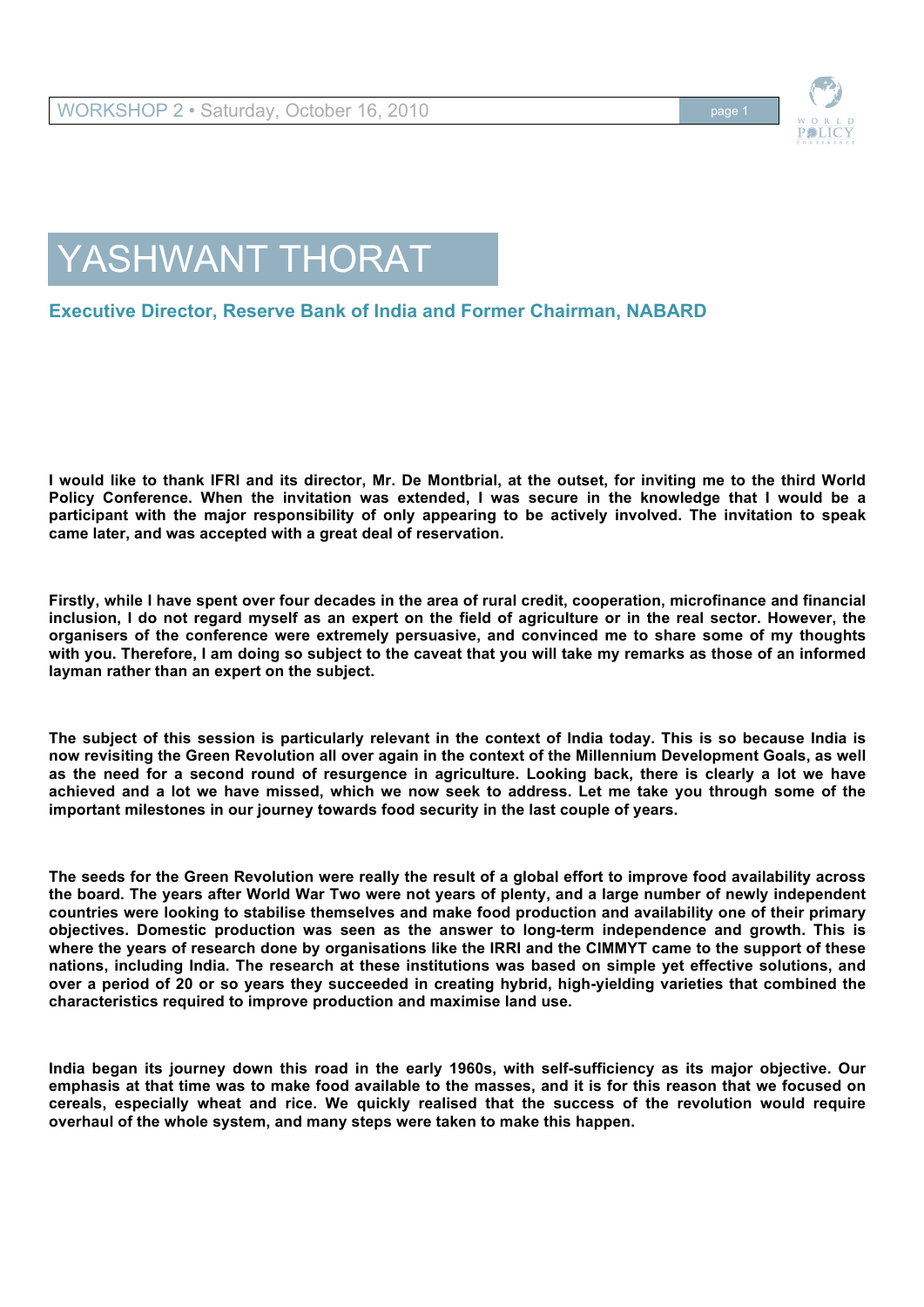# YASHWANT THORAT

## Executive Director, Reserve Bank of India and Former Chairman, NABARD

**I would like to thank IFRI and its director, Mr. De Montbrial, at the outset, for inviting me to the third World Policy Conference. When the invitation was extended, I was secure in the knowledge that I would be a participant with the major responsibility of only appearing to be actively involved. The invitation to speak came later, and was accepted with a great deal of reservation.**

**Firstly, while I have spent over four decades in the area of rural credit, cooperation, microfinance and financial inclusion, I do not regard myself as an expert on the field of agriculture or in the real sector. However, the organisers of the conference were extremely persuasive, and convinced me to share some of my thoughts with you. Therefore, I am doing so subject to the caveat that you will take my remarks as those of an informed layman rather than an expert on the subject.**

**The subject of this session is particularly relevant in the context of India today. This is so because India is now revisiting the Green Revolution all over again in the context of the Millennium Development Goals, as well as the need for a second round of resurgence in agriculture. Looking back, there is clearly a lot we have achieved and a lot we have missed, which we now seek to address. Let me take you through some of the important milestones in our journey towards food security in the last couple of years.**

**The seeds for the Green Revolution were really the result of a global effort to improve food availability across the board. The years after World War Two were not years of plenty, and a large number of newly independent countries were looking to stabilise themselves and make food production and availability one of their primary objectives. Domestic production was seen as the answer to long-term independence and growth. This is where the years of research done by organisations like the IRRI and the CIMMYT came to the support of these nations, including India. The research at these institutions was based on simple yet effective solutions, and over a period of 20 or so years they succeeded in creating hybrid, high-yielding varieties that combined the characteristics required to improve production and maximise land use.**

**India began its journey down this road in the early 1960s, with self-sufficiency as its major objective. Our emphasis at that time was to make food available to the masses, and it is for this reason that we focused on cereals, especially wheat and rice. We quickly realised that the success of the revolution would require overhaul of the whole system, and many steps were taken to make this happen.**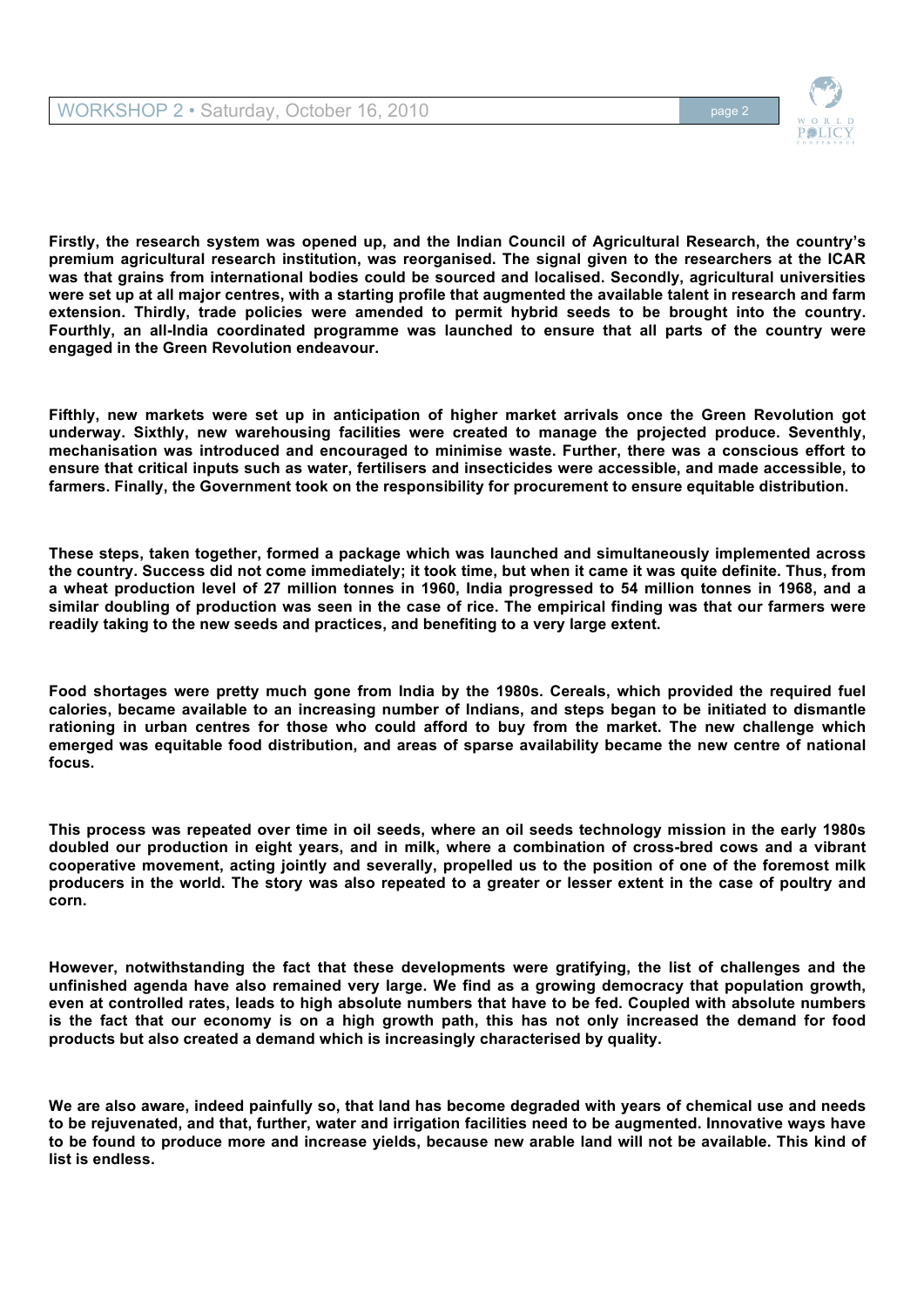**Firstly, the research system was opened up, and the Indian Council of Agricultural Research, the country's premium agricultural research institution, was reorganised. The signal given to the researchers at the ICAR was that grains from international bodies could be sourced and localised. Secondly, agricultural universities were set up at all major centres, with a starting profile that augmented the available talent in research and farm extension. Thirdly, trade policies were amended to permit hybrid seeds to be brought into the country. Fourthly, an all-India coordinated programme was launched to ensure that all parts of the country were engaged in the Green Revolution endeavour.**

**Fifthly, new markets were set up in anticipation of higher market arrivals once the Green Revolution got underway. Sixthly, new warehousing facilities were created to manage the projected produce. Seventhly, mechanisation was introduced and encouraged to minimise waste. Further, there was a conscious effort to ensure that critical inputs such as water, fertilisers and insecticides were accessible, and made accessible, to farmers. Finally, the Government took on the responsibility for procurement to ensure equitable distribution.**

**These steps, taken together, formed a package which was launched and simultaneously implemented across the country. Success did not come immediately; it took time, but when it came it was quite definite. Thus, from a wheat production level of 27 million tonnes in 1960, India progressed to 54 million tonnes in 1968, and a similar doubling of production was seen in the case of rice. The empirical finding was that our farmers were readily taking to the new seeds and practices, and benefiting to a very large extent.**

**Food shortages were pretty much gone from India by the 1980s. Cereals, which provided the required fuel calories, became available to an increasing number of Indians, and steps began to be initiated to dismantle rationing in urban centres for those who could afford to buy from the market. The new challenge which emerged was equitable food distribution, and areas of sparse availability became the new centre of national focus.**

**This process was repeated over time in oil seeds, where an oil seeds technology mission in the early 1980s doubled our production in eight years, and in milk, where a combination of cross-bred cows and a vibrant cooperative movement, acting jointly and severally, propelled us to the position of one of the foremost milk producers in the world. The story was also repeated to a greater or lesser extent in the case of poultry and corn.**

**However, notwithstanding the fact that these developments were gratifying, the list of challenges and the unfinished agenda have also remained very large. We find as a growing democracy that population growth, even at controlled rates, leads to high absolute numbers that have to be fed. Coupled with absolute numbers is the fact that our economy is on a high growth path, this has not only increased the demand for food products but also created a demand which is increasingly characterised by quality.**

**We are also aware, indeed painfully so, that land has become degraded with years of chemical use and needs to be rejuvenated, and that, further, water and irrigation facilities need to be augmented. Innovative ways have to be found to produce more and increase yields, because new arable land will not be available. This kind of list is endless.**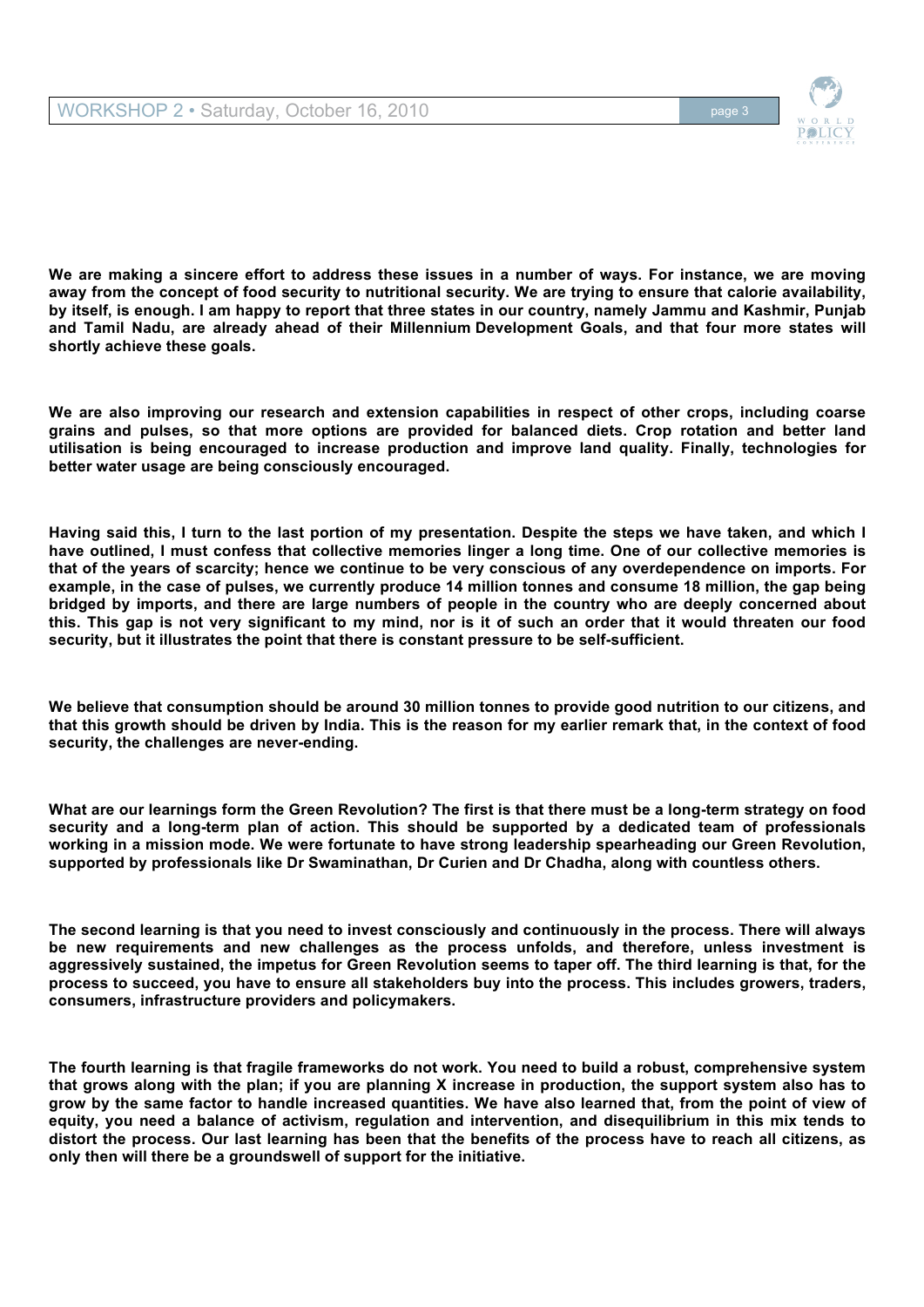**We are making a sincere effort to address these issues in a number of ways. For instance, we are moving away from the concept of food security to nutritional security. We are trying to ensure that calorie availability, by itself, is enough. I am happy to report that three states in our country, namely Jammu and Kashmir, Punjab and Tamil Nadu, are already ahead of their Millennium Development Goals, and that four more states will shortly achieve these goals.**

**We are also improving our research and extension capabilities in respect of other crops, including coarse grains and pulses, so that more options are provided for balanced diets. Crop rotation and better land utilisation is being encouraged to increase production and improve land quality. Finally, technologies for better water usage are being consciously encouraged.**

**Having said this, I turn to the last portion of my presentation. Despite the steps we have taken, and which I have outlined, I must confess that collective memories linger a long time. One of our collective memories is that of the years of scarcity; hence we continue to be very conscious of any overdependence on imports. For example, in the case of pulses, we currently produce 14 million tonnes and consume 18 million, the gap being bridged by imports, and there are large numbers of people in the country who are deeply concerned about this. This gap is not very significant to my mind, nor is it of such an order that it would threaten our food security, but it illustrates the point that there is constant pressure to be self-sufficient.**

**We believe that consumption should be around 30 million tonnes to provide good nutrition to our citizens, and that this growth should be driven by India. This is the reason for my earlier remark that, in the context of food security, the challenges are never-ending.**

**What are our learnings form the Green Revolution? The first is that there must be a long-term strategy on food security and a long-term plan of action. This should be supported by a dedicated team of professionals working in a mission mode. We were fortunate to have strong leadership spearheading our Green Revolution, supported by professionals like Dr Swaminathan, Dr Curien and Dr Chadha, along with countless others.**

**The second learning is that you need to invest consciously and continuously in the process. There will always be new requirements and new challenges as the process unfolds, and therefore, unless investment is aggressively sustained, the impetus for Green Revolution seems to taper off. The third learning is that, for the process to succeed, you have to ensure all stakeholders buy into the process. This includes growers, traders, consumers, infrastructure providers and policymakers.**

**The fourth learning is that fragile frameworks do not work. You need to build a robust, comprehensive system that grows along with the plan; if you are planning X increase in production, the support system also has to grow by the same factor to handle increased quantities. We have also learned that, from the point of view of equity, you need a balance of activism, regulation and intervention, and disequilibrium in this mix tends to distort the process. Our last learning has been that the benefits of the process have to reach all citizens, as only then will there be a groundswell of support for the initiative.**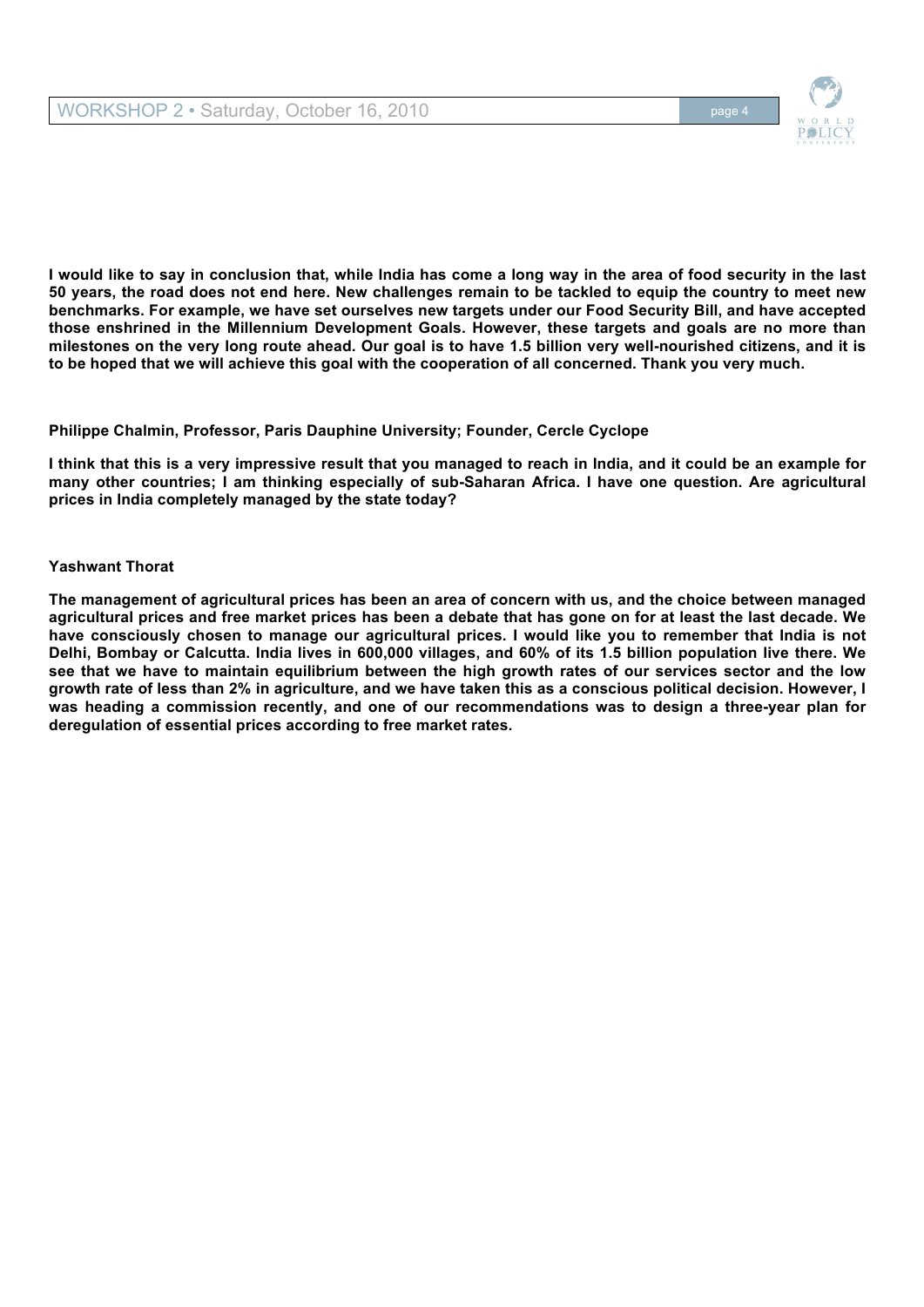**I would like to say in conclusion that, while India has come a long way in the area of food security in the last 50 years, the road does not end here. New challenges remain to be tackled to equip the country to meet new benchmarks. For example, we have set ourselves new targets under our Food Security Bill, and have accepted those enshrined in the Millennium Development Goals. However, these targets and goals are no more than milestones on the very long route ahead. Our goal is to have 1.5 billion very well-nourished citizens, and it is to be hoped that we will achieve this goal with the cooperation of all concerned. Thank you very much.**

**Philippe Chalmin, Professor, Paris Dauphine University; Founder, Cercle Cyclope**

**I think that this is a very impressive result that you managed to reach in India, and it could be an example for many other countries; I am thinking especially of sub-Saharan Africa. I have one question. Are agricultural prices in India completely managed by the state today?**

**Yashwant Thorat**

**The management of agricultural prices has been an area of concern with us, and the choice between managed agricultural prices and free market prices has been a debate that has gone on for at least the last decade. We have consciously chosen to manage our agricultural prices. I would like you to remember that India is not Delhi, Bombay or Calcutta. India lives in 600,000 villages, and 60% of its 1.5 billion population live there. We see that we have to maintain equilibrium between the high growth rates of our services sector and the low growth rate of less than 2% in agriculture, and we have taken this as a conscious political decision. However, I was heading a commission recently, and one of our recommendations was to design a three-year plan for deregulation of essential prices according to free market rates.**